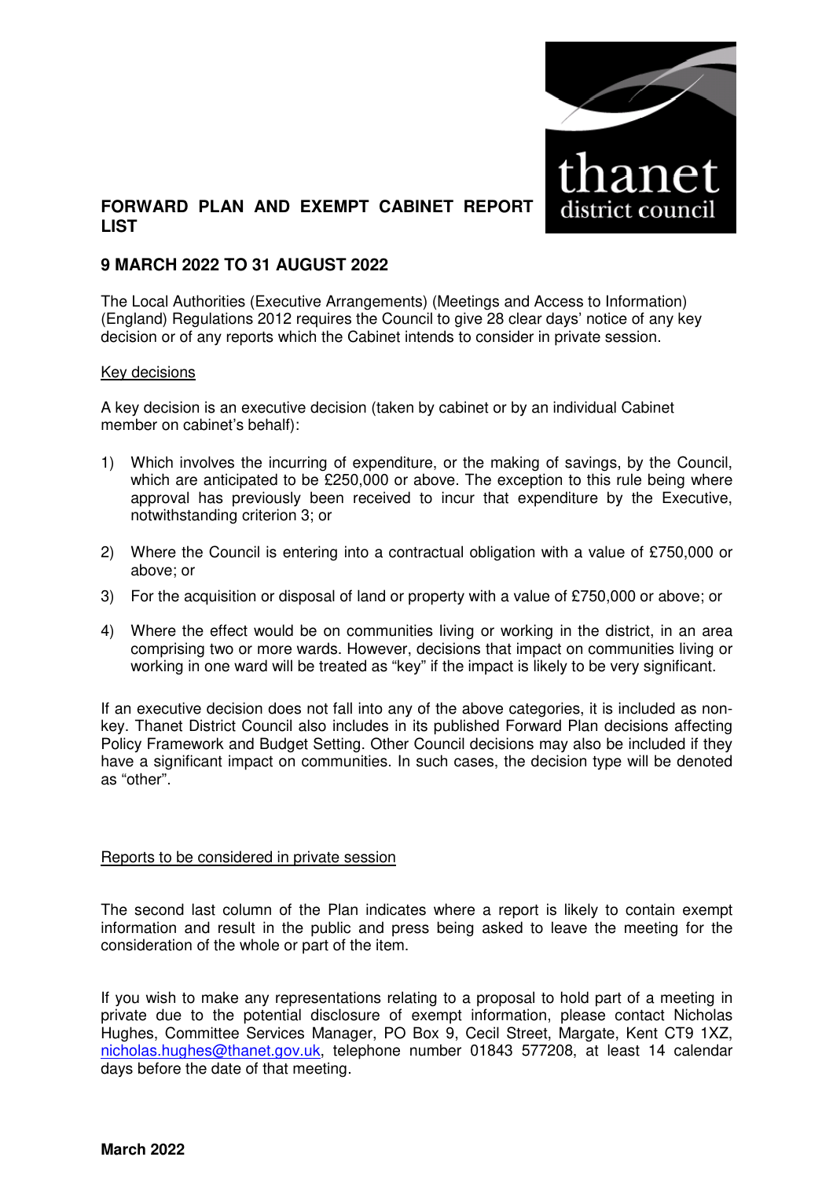# FORWARD PLAN AND EXEMPT CABINET REPORT LIST

## 9 MARCH 2022 TO 31 AUGUST 2022

The Local Authorities (Executive Arrangements) (Meetings and Access to Information) (England) Regulations 2012 requires the Council to give 28 clear days' notice of any key decision or of any reports which the Cabinet intends to consider in private session.

### Key decisions

A key decision is an executive decision (taken by cabinet or by an individual Cabinet member on cabinet's behalf):

1) Which involves the incurring of expenditure, or the making of savings, by the Council, which are anticipated to be £250,000 or above. The exception to this rule being where approval has previously been received to incur that expenditure by the Executive, notwithstanding criterion 3; or

2) Where the Council is entering into a contractual obligation with a value of £750,000 or above; or

3) For the acquisition or disposal of land or property with a value of £750,000 or above; or

4) Where the effect would be on communities living or working in the district, in an area comprising two or more wards. However, decisions that impact on communities living or working in one ward will be treated as "key" if the impact is likely to be very significant.

If an executive decision does not fall into any of the above categories, it is included as non-key. Thanet District Council also includes in its published Forward Plan decisions affecting Policy Framework and Budget Setting. Other Council decisions may also be included if they have a significant impact on communities. In such cases, the decision type will be denoted as "other".

### Reports to be considered in private session

The second last column of the Plan indicates where a report is likely to contain exempt information and result in the public and press being asked to leave the meeting for the consideration of the whole or part of the item.

If you wish to make any representations relating to a proposal to hold part of a meeting in private due to the potential disclosure of exempt information, please contact Nicholas Hughes, Committee Services Manager, PO Box 9, Cecil Street, Margate, Kent CT9 1XZ, nicholas.hughes@thanet.gov.uk, telephone number 01843 577208, at least 14 calendar days before the date of that meeting.

**March 2022**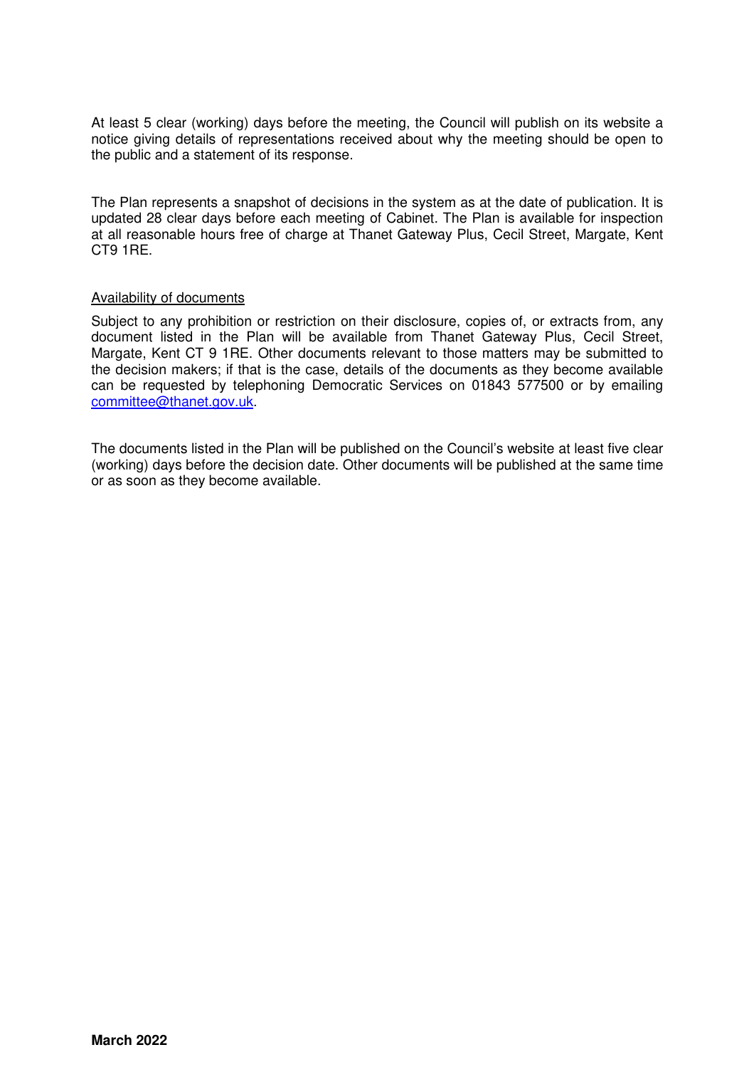At least 5 clear (working) days before the meeting, the Council will publish on its website a notice giving details of representations received about why the meeting should be open to the public and a statement of its response.

The Plan represents a snapshot of decisions in the system as at the date of publication. It is updated 28 clear days before each meeting of Cabinet. The Plan is available for inspection at all reasonable hours free of charge at Thanet Gateway Plus, Cecil Street, Margate, Kent CT9 1RE.

## Availability of documents

Subject to any prohibition or restriction on their disclosure, copies of, or extracts from, any document listed in the Plan will be available from Thanet Gateway Plus, Cecil Street, Margate, Kent CT 9 1RE. Other documents relevant to those matters may be submitted to the decision makers; if that is the case, details of the documents as they become available can be requested by telephoning Democratic Services on 01843 577500 or by emailing committee@thanet.gov.uk.

The documents listed in the Plan will be published on the Council's website at least five clear (working) days before the decision date. Other documents will be published at the same time or as soon as they become available.

**March 2022**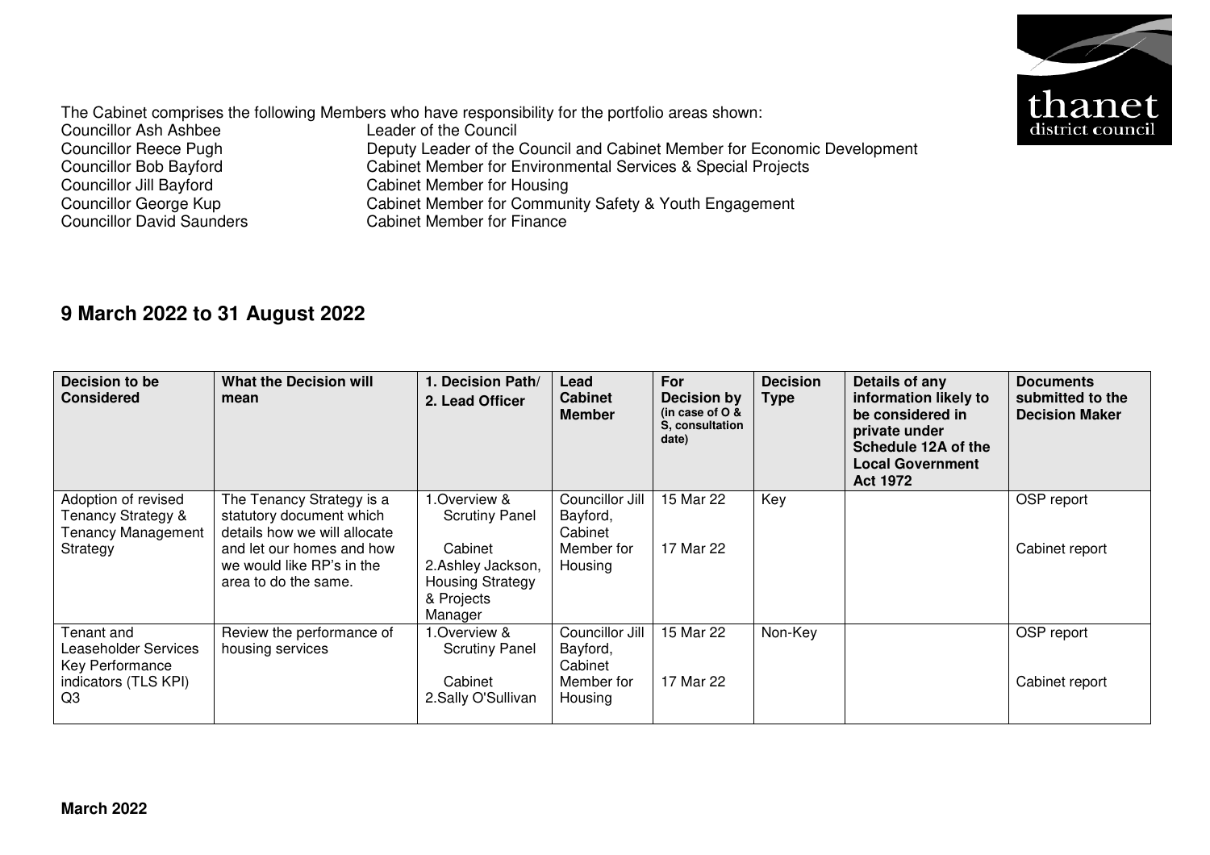The Cabinet comprises the following Members who have responsibility for the portfolio areas shown:

| | |
|---|---|
| Councillor Ash Ashbee | Leader of the Council |
| Councillor Reece Pugh | Deputy Leader of the Council and Cabinet Member for Economic Development |
| Councillor Bob Bayford | Cabinet Member for Environmental Services & Special Projects |
| Councillor Jill Bayford | Cabinet Member for Housing |
| Councillor George Kup | Cabinet Member for Community Safety & Youth Engagement |
| Councillor David Saunders | Cabinet Member for Finance |

## 9 March 2022 to 31 August 2022

| Decision to be Considered | What the Decision will mean | 1. Decision Path/ 2. Lead Officer | Lead Cabinet Member | For Decision by (in case of O & S, consultation date) | Decision Type | Details of any information likely to be considered in private under Schedule 12A of the Local Government Act 1972 | Documents submitted to the Decision Maker |
|---|---|---|---|---|---|---|---|
| Adoption of revised Tenancy Strategy & Tenancy Management Strategy | The Tenancy Strategy is a statutory document which details how we will allocate and let our homes and how we would like RP's in the area to do the same. | 1.Overview & Scrutiny Panel<br><br>Cabinet<br>2.Ashley Jackson, Housing Strategy & Projects Manager | Councillor Jill Bayford, Cabinet Member for Housing | 15 Mar 22<br><br>17 Mar 22 | Key | | OSP report<br><br>Cabinet report |
| Tenant and Leaseholder Services Key Performance indicators (TLS KPI) Q3 | Review the performance of housing services | 1.Overview & Scrutiny Panel<br><br>Cabinet<br>2.Sally O'Sullivan | Councillor Jill Bayford, Cabinet Member for Housing | 15 Mar 22<br><br>17 Mar 22 | Non-Key | | OSP report<br><br>Cabinet report |

**March 2022**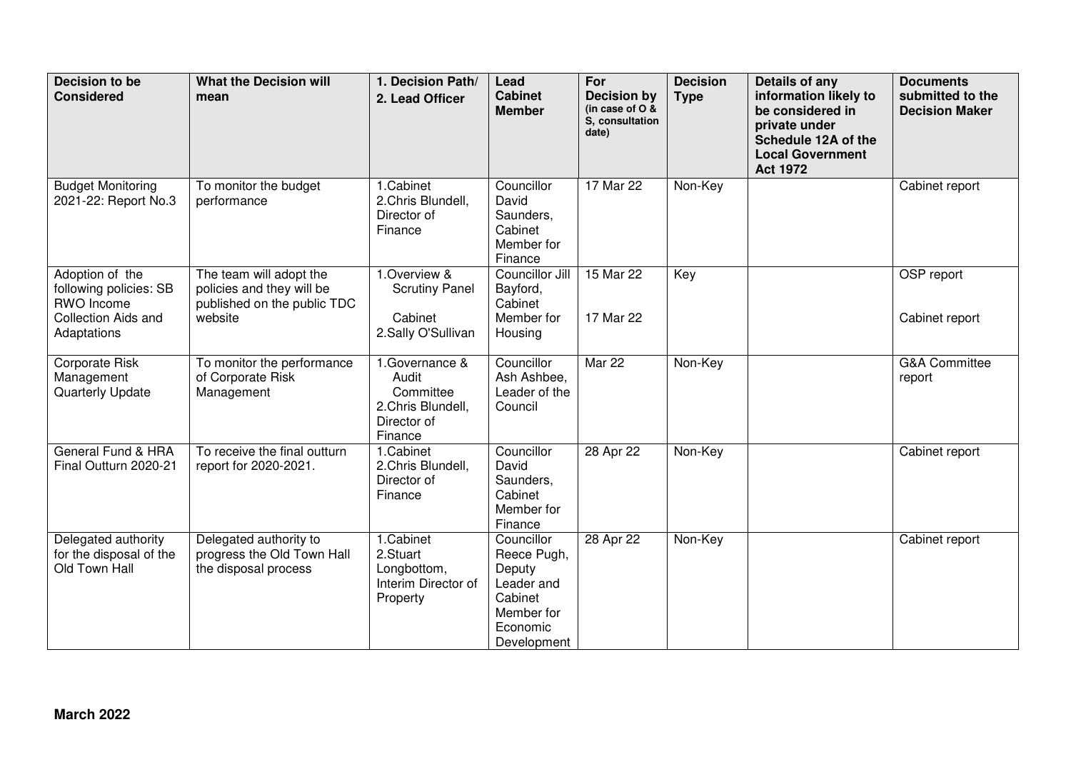| Decision to be Considered | What the Decision will mean | 1. Decision Path/ 2. Lead Officer | Lead Cabinet Member | For Decision by (in case of O & S, consultation date) | Decision Type | Details of any information likely to be considered in private under Schedule 12A of the Local Government Act 1972 | Documents submitted to the Decision Maker |
|---|---|---|---|---|---|---|---|
| Budget Monitoring 2021-22: Report No.3 | To monitor the budget performance | 1.Cabinet<br>2.Chris Blundell, Director of Finance | Councillor David Saunders, Cabinet Member for Finance | 17 Mar 22 | Non-Key | | Cabinet report |
| Adoption of the following policies: SB RWO Income Collection Aids and Adaptations | The team will adopt the policies and they will be published on the public TDC website | 1.Overview & Scrutiny Panel<br><br>Cabinet<br>2.Sally O'Sullivan | Councillor Jill Bayford, Cabinet Member for Housing | 15 Mar 22<br><br>17 Mar 22 | Key | | OSP report<br><br>Cabinet report |
| Corporate Risk Management Quarterly Update | To monitor the performance of Corporate Risk Management | 1.Governance & Audit Committee<br>2.Chris Blundell, Director of Finance | Councillor Ash Ashbee, Leader of the Council | Mar 22 | Non-Key | | G&A Committee report |
| General Fund & HRA Final Outturn 2020-21 | To receive the final outturn report for 2020-2021. | 1.Cabinet<br>2.Chris Blundell, Director of Finance | Councillor David Saunders, Cabinet Member for Finance | 28 Apr 22 | Non-Key | | Cabinet report |
| Delegated authority for the disposal of the Old Town Hall | Delegated authority to progress the Old Town Hall the disposal process | 1.Cabinet<br>2.Stuart Longbottom, Interim Director of Property | Councillor Reece Pugh, Deputy Leader and Cabinet Member for Economic Development | 28 Apr 22 | Non-Key | | Cabinet report |

**March 2022**